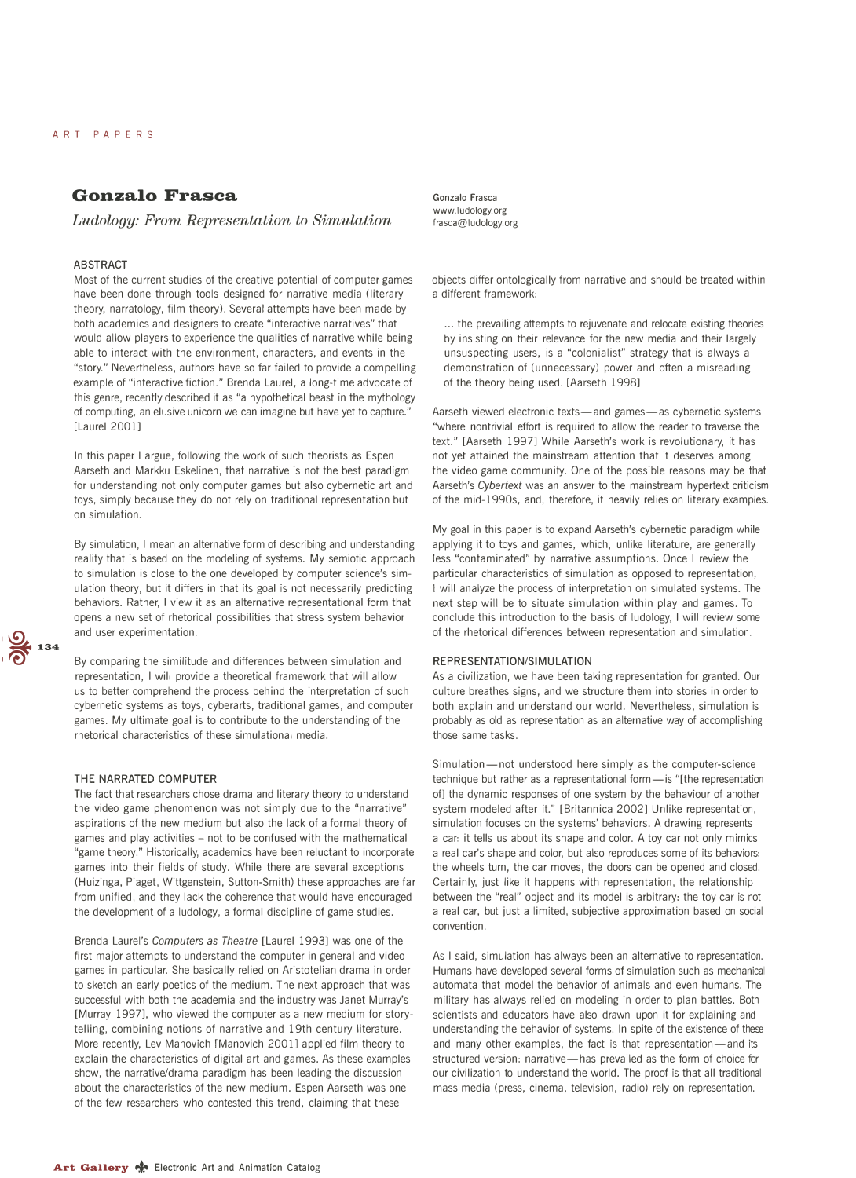# Gonzalo Frasca

*Ludology: From Representation to Simulation*

Gonzalo Frasca
www.ludology.org
frasca@ludology.org

## ABSTRACT

Most of the current studies of the creative potential of computer games have been done through tools designed for narrative media (literary theory, narratology, film theory). Several attempts have been made by both academics and designers to create "interactive narratives" that would allow players to experience the qualities of narrative while being able to interact with the environment, characters, and events in the "story." Nevertheless, authors have so far failed to provide a compelling example of "interactive fiction." Brenda Laurel, a long-time advocate of this genre, recently described it as "a hypothetical beast in the mythology of computing, an elusive unicorn we can imagine but have yet to capture." [Laurel 2001]

In this paper I argue, following the work of such theorists as Espen Aarseth and Markku Eskelinen, that narrative is not the best paradigm for understanding not only computer games but also cybernetic art and toys, simply because they do not rely on traditional representation but on simulation.

By simulation, I mean an alternative form of describing and understanding reality that is based on the modeling of systems. My semiotic approach to simulation is close to the one developed by computer science's simulation theory, but it differs in that its goal is not necessarily predicting behaviors. Rather, I view it as an alternative representational form that opens a new set of rhetorical possibilities that stress system behavior and user experimentation.

By comparing the similitude and differences between simulation and representation, I will provide a theoretical framework that will allow us to better comprehend the process behind the interpretation of such cybernetic systems as toys, cyberarts, traditional games, and computer games. My ultimate goal is to contribute to the understanding of the rhetorical characteristics of these simulational media.

## THE NARRATED COMPUTER

The fact that researchers chose drama and literary theory to understand the video game phenomenon was not simply due to the "narrative" aspirations of the new medium but also the lack of a formal theory of games and play activities – not to be confused with the mathematical "game theory." Historically, academics have been reluctant to incorporate games into their fields of study. While there are several exceptions (Huizinga, Piaget, Wittgenstein, Sutton-Smith) these approaches are far from unified, and they lack the coherence that would have encouraged the development of a ludology, a formal discipline of game studies.

Brenda Laurel's *Computers as Theatre* [Laurel 1993] was one of the first major attempts to understand the computer in general and video games in particular. She basically relied on Aristotelian drama in order to sketch an early poetics of the medium. The next approach that was successful with both the academia and the industry was Janet Murray's [Murray 1997], who viewed the computer as a new medium for storytelling, combining notions of narrative and 19th century literature. More recently, Lev Manovich [Manovich 2001] applied film theory to explain the characteristics of digital art and games. As these examples show, the narrative/drama paradigm has been leading the discussion about the characteristics of the new medium. Espen Aarseth was one of the few researchers who contested this trend, claiming that these objects differ ontologically from narrative and should be treated within a different framework:

> ... the prevailing attempts to rejuvenate and relocate existing theories by insisting on their relevance for the new media and their largely unsuspecting users, is a "colonialist" strategy that is always a demonstration of (unnecessary) power and often a misreading of the theory being used. [Aarseth 1998]

Aarseth viewed electronic texts—and games—as cybernetic systems "where nontrivial effort is required to allow the reader to traverse the text." [Aarseth 1997] While Aarseth's work is revolutionary, it has not yet attained the mainstream attention that it deserves among the video game community. One of the possible reasons may be that Aarseth's *Cybertext* was an answer to the mainstream hypertext criticism of the mid-1990s, and, therefore, it heavily relies on literary examples.

My goal in this paper is to expand Aarseth's cybernetic paradigm while applying it to toys and games, which, unlike literature, are generally less "contaminated" by narrative assumptions. Once I review the particular characteristics of simulation as opposed to representation, I will analyze the process of interpretation on simulated systems. The next step will be to situate simulation within play and games. To conclude this introduction to the basis of ludology, I will review some of the rhetorical differences between representation and simulation.

## REPRESENTATION/SIMULATION

As a civilization, we have been taking representation for granted. Our culture breathes signs, and we structure them into stories in order to both explain and understand our world. Nevertheless, simulation is probably as old as representation as an alternative way of accomplishing those same tasks.

Simulation—not understood here simply as the computer-science technique but rather as a representational form—is "[the representation of] the dynamic responses of one system by the behaviour of another system modeled after it." [Britannica 2002] Unlike representation, simulation focuses on the systems' behaviors. A drawing represents a car: it tells us about its shape and color. A toy car not only mimics a real car's shape and color, but also reproduces some of its behaviors: the wheels turn, the car moves, the doors can be opened and closed. Certainly, just like it happens with representation, the relationship between the "real" object and its model is arbitrary: the toy car is not a real car, but just a limited, subjective approximation based on social convention.

As I said, simulation has always been an alternative to representation. Humans have developed several forms of simulation such as mechanical automata that model the behavior of animals and even humans. The military has always relied on modeling in order to plan battles. Both scientists and educators have also drawn upon it for explaining and understanding the behavior of systems. In spite of the existence of these and many other examples, the fact is that representation—and its structured version: narrative—has prevailed as the form of choice for our civilization to understand the world. The proof is that all traditional mass media (press, cinema, television, radio) rely on representation.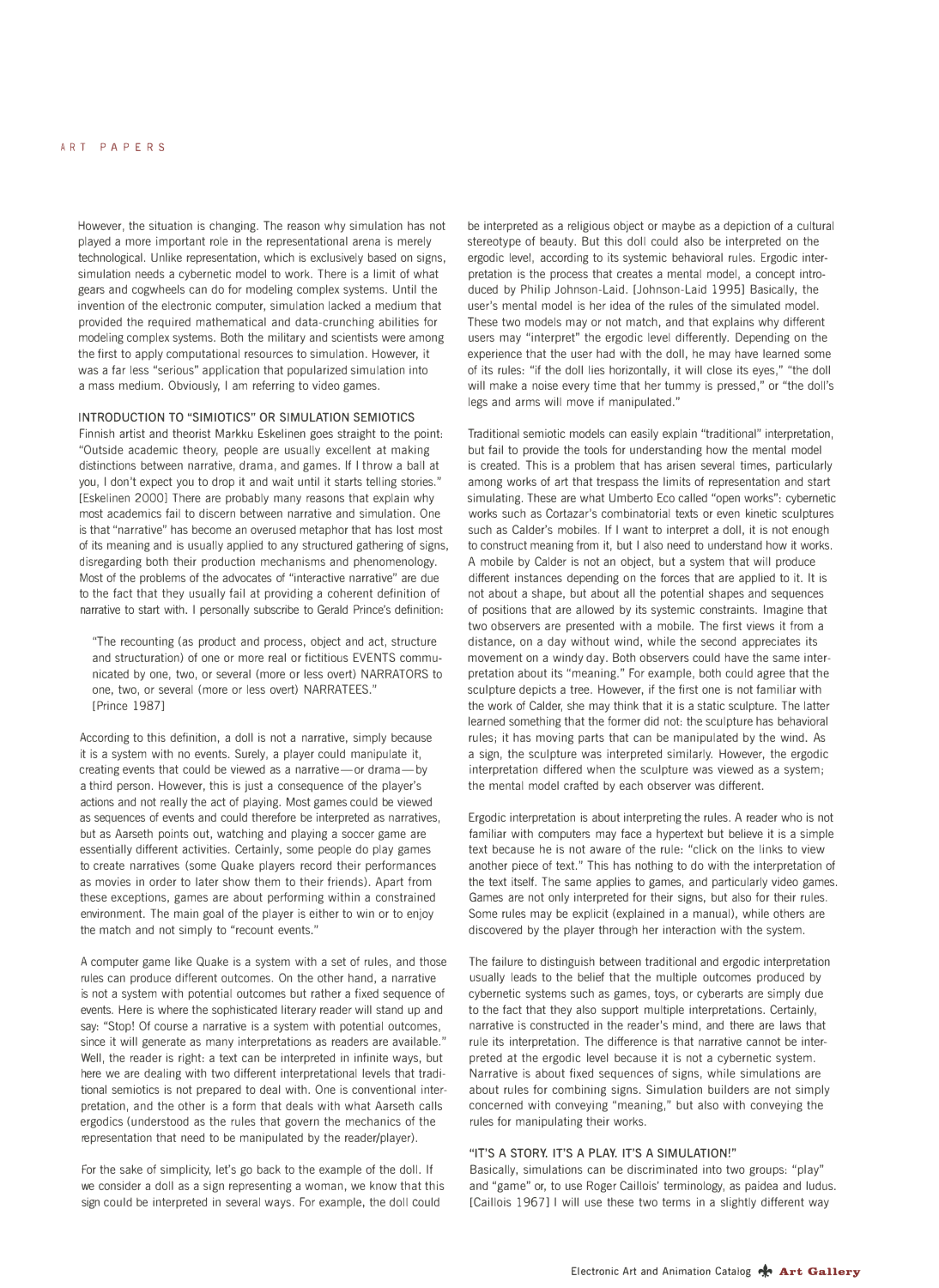However, the situation is changing. The reason why simulation has not played a more important role in the representational arena is merely technological. Unlike representation, which is exclusively based on signs, simulation needs a cybernetic model to work. There is a limit of what gears and cogwheels can do for modeling complex systems. Until the invention of the electronic computer, simulation lacked a medium that provided the required mathematical and data-crunching abilities for modeling complex systems. Both the military and scientists were among the first to apply computational resources to simulation. However, it was a far less "serious" application that popularized simulation into a mass medium. Obviously, I am referring to video games.

## INTRODUCTION TO "SIMIOTICS" OR SIMULATION SEMIOTICS

Finnish artist and theorist Markku Eskelinen goes straight to the point: "Outside academic theory, people are usually excellent at making distinctions between narrative, drama, and games. If I throw a ball at you, I don't expect you to drop it and wait until it starts telling stories." [Eskelinen 2000] There are probably many reasons that explain why most academics fail to discern between narrative and simulation. One is that "narrative" has become an overused metaphor that has lost most of its meaning and is usually applied to any structured gathering of signs, disregarding both their production mechanisms and phenomenology. Most of the problems of the advocates of "interactive narrative" are due to the fact that they usually fail at providing a coherent definition of narrative to start with. I personally subscribe to Gerald Prince's definition:

> "The recounting (as product and process, object and act, structure and structuration) of one or more real or fictitious EVENTS communicated by one, two, or several (more or less overt) NARRATORS to one, two, or several (more or less overt) NARRATEES." [Prince 1987]

According to this definition, a doll is not a narrative, simply because it is a system with no events. Surely, a player could manipulate it, creating events that could be viewed as a narrative — or drama — by a third person. However, this is just a consequence of the player's actions and not really the act of playing. Most games could be viewed as sequences of events and could therefore be interpreted as narratives, but as Aarseth points out, watching and playing a soccer game are essentially different activities. Certainly, some people do play games to create narratives (some Quake players record their performances as movies in order to later show them to their friends). Apart from these exceptions, games are about performing within a constrained environment. The main goal of the player is either to win or to enjoy the match and not simply to "recount events."

A computer game like Quake is a system with a set of rules, and those rules can produce different outcomes. On the other hand, a narrative is not a system with potential outcomes but rather a fixed sequence of events. Here is where the sophisticated literary reader will stand up and say: "Stop! Of course a narrative is a system with potential outcomes, since it will generate as many interpretations as readers are available." Well, the reader is right: a text can be interpreted in infinite ways, but here we are dealing with two different interpretational levels that traditional semiotics is not prepared to deal with. One is conventional interpretation, and the other is a form that deals with what Aarseth calls ergodics (understood as the rules that govern the mechanics of the representation that need to be manipulated by the reader/player).

For the sake of simplicity, let's go back to the example of the doll. If we consider a doll as a sign representing a woman, we know that this sign could be interpreted in several ways. For example, the doll could be interpreted as a religious object or maybe as a depiction of a cultural stereotype of beauty. But this doll could also be interpreted on the ergodic level, according to its systemic behavioral rules. Ergodic interpretation is the process that creates a mental model, a concept introduced by Philip Johnson-Laid. [Johnson-Laid 1995] Basically, the user's mental model is her idea of the rules of the simulated model. These two models may or not match, and that explains why different users may "interpret" the ergodic level differently. Depending on the experience that the user had with the doll, he may have learned some of its rules: "if the doll lies horizontally, it will close its eyes," "the doll will make a noise every time that her tummy is pressed," or "the doll's legs and arms will move if manipulated."

Traditional semiotic models can easily explain "traditional" interpretation, but fail to provide the tools for understanding how the mental model is created. This is a problem that has arisen several times, particularly among works of art that trespass the limits of representation and start simulating. These are what Umberto Eco called "open works": cybernetic works such as Cortazar's combinatorial texts or even kinetic sculptures such as Calder's mobiles. If I want to interpret a doll, it is not enough to construct meaning from it, but I also need to understand how it works. A mobile by Calder is not an object, but a system that will produce different instances depending on the forces that are applied to it. It is not about a shape, but about all the potential shapes and sequences of positions that are allowed by its systemic constraints. Imagine that two observers are presented with a mobile. The first views it from a distance, on a day without wind, while the second appreciates its movement on a windy day. Both observers could have the same interpretation about its "meaning." For example, both could agree that the sculpture depicts a tree. However, if the first one is not familiar with the work of Calder, she may think that it is a static sculpture. The latter learned something that the former did not: the sculpture has behavioral rules; it has moving parts that can be manipulated by the wind. As a sign, the sculpture was interpreted similarly. However, the ergodic interpretation differed when the sculpture was viewed as a system; the mental model crafted by each observer was different.

Ergodic interpretation is about interpreting the rules. A reader who is not familiar with computers may face a hypertext but believe it is a simple text because he is not aware of the rule: "click on the links to view another piece of text." This has nothing to do with the interpretation of the text itself. The same applies to games, and particularly video games. Games are not only interpreted for their signs, but also for their rules. Some rules may be explicit (explained in a manual), while others are discovered by the player through her interaction with the system.

The failure to distinguish between traditional and ergodic interpretation usually leads to the belief that the multiple outcomes produced by cybernetic systems such as games, toys, or cyberarts are simply due to the fact that they also support multiple interpretations. Certainly, narrative is constructed in the reader's mind, and there are laws that rule its interpretation. The difference is that narrative cannot be interpreted at the ergodic level because it is not a cybernetic system. Narrative is about fixed sequences of signs, while simulations are about rules for combining signs. Simulation builders are not simply concerned with conveying "meaning," but also with conveying the rules for manipulating their works.

## "IT'S A STORY. IT'S A PLAY. IT'S A SIMULATION!"

Basically, simulations can be discriminated into two groups: "play" and "game" or, to use Roger Caillois' terminology, as paidea and ludus. [Caillois 1967] I will use these two terms in a slightly different way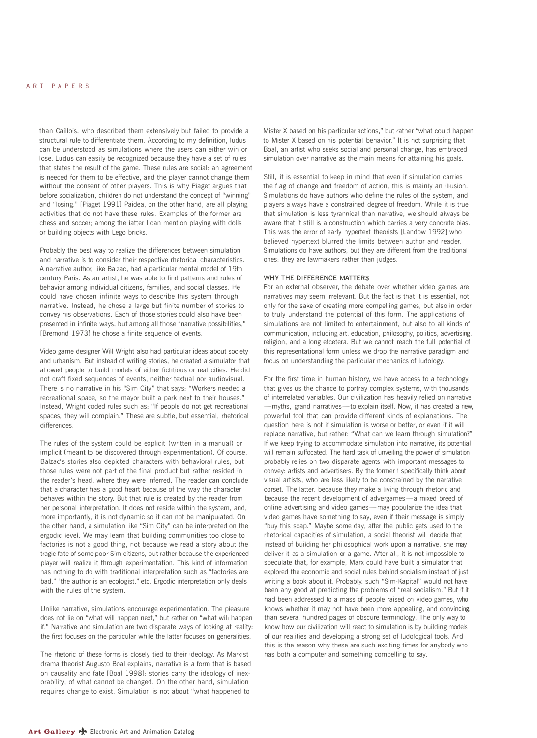than Caillois, who described them extensively but failed to provide a structural rule to differentiate them. According to my definition, ludus can be understood as simulations where the users can either win or lose. Ludus can easily be recognized because they have a set of rules that states the result of the game. These rules are social: an agreement is needed for them to be effective, and the player cannot change them without the consent of other players. This is why Piaget argues that before socialization, children do not understand the concept of "winning" and "losing." [Piaget 1991] Paidea, on the other hand, are all playing activities that do not have these rules. Examples of the former are chess and soccer; among the latter I can mention playing with dolls or building objects with Lego bricks.

Probably the best way to realize the differences between simulation and narrative is to consider their respective rhetorical characteristics. A narrative author, like Balzac, had a particular mental model of 19th century Paris. As an artist, he was able to find patterns and rules of behavior among individual citizens, families, and social classes. He could have chosen infinite ways to describe this system through narrative. Instead, he chose a large but finite number of stories to convey his observations. Each of those stories could also have been presented in infinite ways, but among all those "narrative possibilities," [Bremond 1973] he chose a finite sequence of events.

Video game designer Will Wright also had particular ideas about society and urbanism. But instead of writing stories, he created a simulator that allowed people to build models of either fictitious or real cities. He did not craft fixed sequences of events, neither textual nor audiovisual. There is no narrative in his "Sim City" that says: "Workers needed a recreational space, so the mayor built a park next to their houses." Instead, Wright coded rules such as: "If people do not get recreational spaces, they will complain." These are subtle, but essential, rhetorical differences.

The rules of the system could be explicit (written in a manual) or implicit (meant to be discovered through experimentation). Of course, Balzac's stories also depicted characters with behavioral rules, but those rules were not part of the final product but rather resided in the reader's head, where they were inferred. The reader can conclude that a character has a good heart because of the way the character behaves within the story. But that rule is created by the reader from her personal interpretation. It does not reside within the system, and, more importantly, it is not dynamic so it can not be manipulated. On the other hand, a simulation like "Sim City" can be interpreted on the ergodic level. We may learn that building communities too close to factories is not a good thing, not because we read a story about the tragic fate of some poor Sim-citizens, but rather because the experienced player will realize it through experimentation. This kind of information has nothing to do with traditional interpretation such as "factories are bad," "the author is an ecologist," etc. Ergodic interpretation only deals with the rules of the system.

Unlike narrative, simulations encourage experimentation. The pleasure does not lie on "what will happen next," but rather on "what will happen if." Narrative and simulation are two disparate ways of looking at reality: the first focuses on the particular while the latter focuses on generalities.

The rhetoric of these forms is closely tied to their ideology. As Marxist drama theorist Augusto Boal explains, narrative is a form that is based on causality and fate [Boal 1998]: stories carry the ideology of inexorability, of what cannot be changed. On the other hand, simulation requires change to exist. Simulation is not about "what happened to Mister X based on his particular actions," but rather "what could happen to Mister X based on his potential behavior." It is not surprising that Boal, an artist who seeks social and personal change, has embraced simulation over narrative as the main means for attaining his goals.

Still, it is essential to keep in mind that even if simulation carries the flag of change and freedom of action, this is mainly an illusion. Simulations do have authors who define the rules of the system, and players always have a constrained degree of freedom. While it is true that simulation is less tyrannical than narrative, we should always be aware that it still is a construction which carries a very concrete bias. This was the error of early hypertext theorists [Landow 1992] who believed hypertext blurred the limits between author and reader. Simulations do have authors, but they are different from the traditional ones: they are lawmakers rather than judges.

## WHY THE DIFFERENCE MATTERS

For an external observer, the debate over whether video games are narratives may seem irrelevant. But the fact is that it is essential, not only for the sake of creating more compelling games, but also in order to truly understand the potential of this form. The applications of simulations are not limited to entertainment, but also to all kinds of communication, including art, education, philosophy, politics, advertising, religion, and a long etcetera. But we cannot reach the full potential of this representational form unless we drop the narrative paradigm and focus on understanding the particular mechanics of ludology.

For the first time in human history, we have access to a technology that gives us the chance to portray complex systems, with thousands of interrelated variables. Our civilization has heavily relied on narrative —myths, grand narratives—to explain itself. Now, it has created a new, powerful tool that can provide different kinds of explanations. The question here is not if simulation is worse or better, or even if it will replace narrative, but rather: "What can we learn through simulation?" If we keep trying to accommodate simulation into narrative, its potential will remain suffocated. The hard task of unveiling the power of simulation probably relies on two disparate agents with important messages to convey: artists and advertisers. By the former I specifically think about visual artists, who are less likely to be constrained by the narrative corset. The latter, because they make a living through rhetoric and because the recent development of advergames—a mixed breed of online advertising and video games—may popularize the idea that video games have something to say, even if their message is simply "buy this soap." Maybe some day, after the public gets used to the rhetorical capacities of simulation, a social theorist will decide that instead of building her philosophical work upon a narrative, she may deliver it as a simulation or a game. After all, it is not impossible to speculate that, for example, Marx could have built a simulator that explored the economic and social rules behind socialism instead of just writing a book about it. Probably, such "Sim-Kapital" would not have been any good at predicting the problems of "real socialism." But if it had been addressed to a mass of people raised on video games, who knows whether it may not have been more appealing, and convincing, than several hundred pages of obscure terminology. The only way to know how our civilization will react to simulation is by building models of our realities and developing a strong set of ludological tools. And this is the reason why these are such exciting times for anybody who has both a computer and something compelling to say.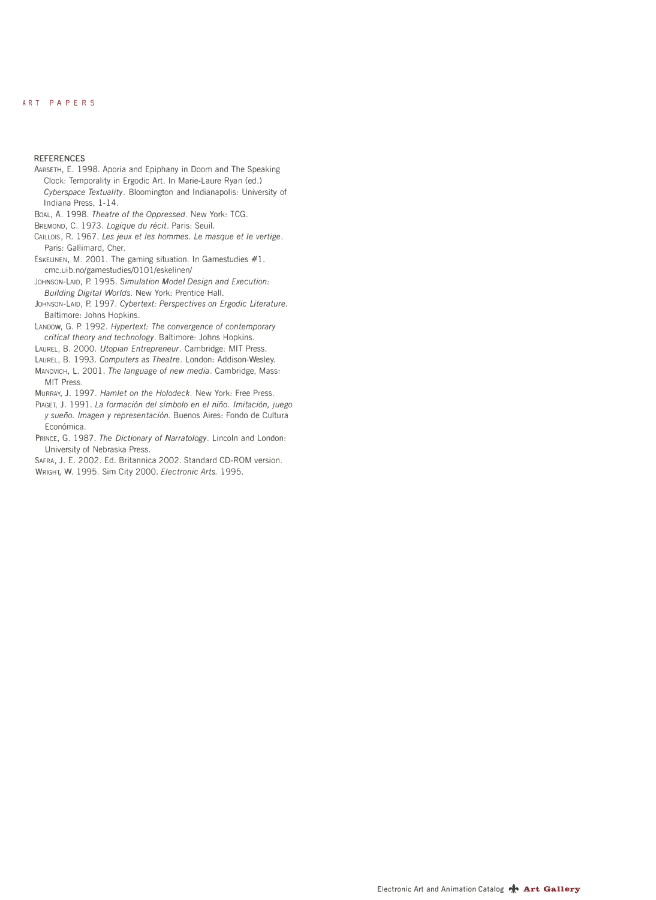## REFERENCES

Aarseth, E. 1998. Aporia and Epiphany in Doom and The Speaking Clock: Temporality in Ergodic Art. In Marie-Laure Ryan (ed.) *Cyberspace Textuality*. Bloomington and Indianapolis: University of Indiana Press, 1-14.

Boal, A. 1998. *Theatre of the Oppressed*. New York: TCG.

Bremond, C. 1973. *Logique du récit*. Paris: Seuil.

Caillois, R. 1967. *Les jeux et les hommes. Le masque et le vertige*. Paris: Gallimard, Cher.

Eskelinen, M. 2001. The gaming situation. In Gamestudies #1. cmc.uib.no/gamestudies/0101/eskelinen/

Johnson-Laid, P. 1995. *Simulation Model Design and Execution: Building Digital Worlds*. New York: Prentice Hall.

Johnson-Laid, P. 1997. *Cybertext: Perspectives on Ergodic Literature*. Baltimore: Johns Hopkins.

Landow, G. P. 1992. *Hypertext: The convergence of contemporary critical theory and technology*. Baltimore: Johns Hopkins.

Laurel, B. 2000. *Utopian Entrepreneur*. Cambridge: MIT Press.

Laurel, B. 1993. *Computers as Theatre*. London: Addison-Wesley.

Manovich, L. 2001. *The language of new media*. Cambridge, Mass: MIT Press.

Murray, J. 1997. *Hamlet on the Holodeck*. New York: Free Press.

Piaget, J. 1991. *La formación del símbolo en el niño. Imitación, juego y sueño. Imagen y representación*. Buenos Aires: Fondo de Cultura Económica.

Prince, G. 1987. *The Dictionary of Narratology*. Lincoln and London: University of Nebraska Press.

Safra, J. E. 2002. Ed. Britannica 2002. Standard CD-ROM version.

Wright, W. 1995. Sim City 2000. *Electronic Arts*. 1995.